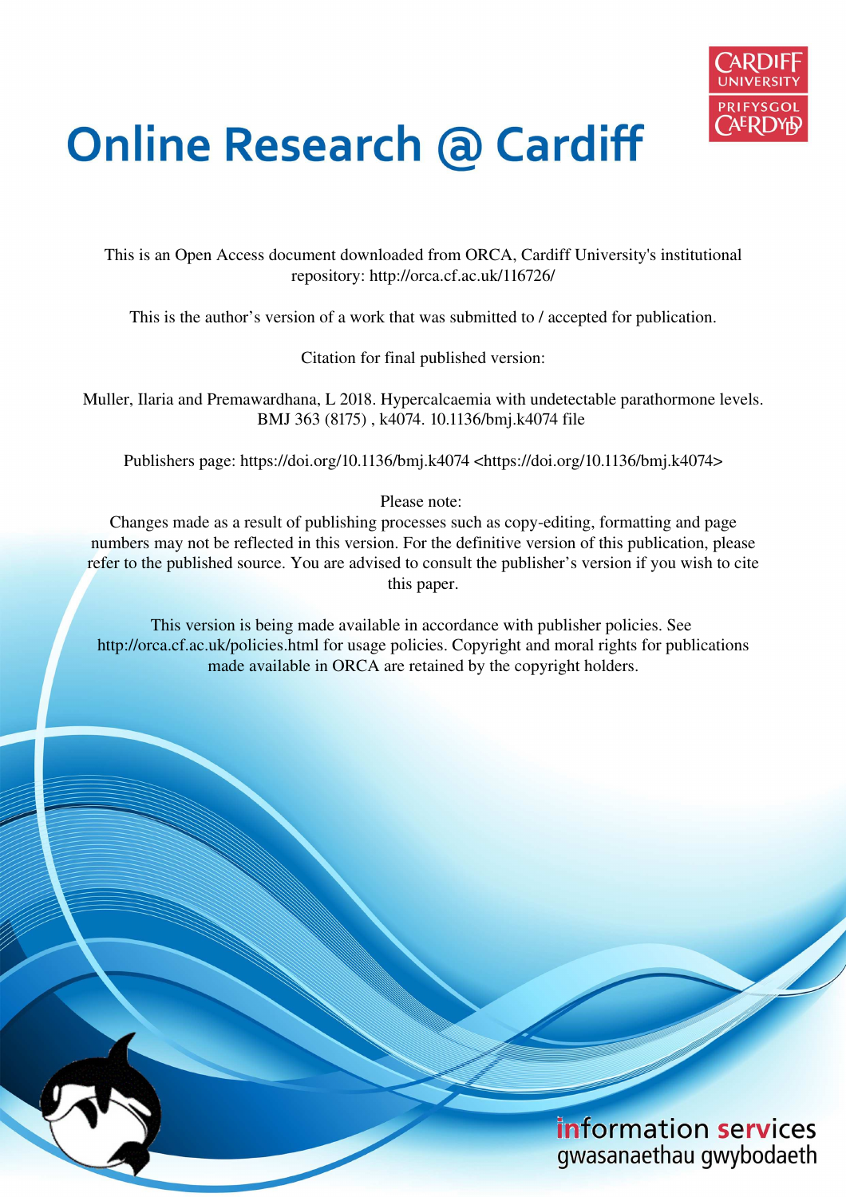# Online Research @ Cardiff

This is an Open Access document downloaded from ORCA, Cardiff University's institutional repository: http://orca.cf.ac.uk/116726/

This is the author's version of a work that was submitted to / accepted for publication.

Citation for final published version:

Muller, Ilaria and Premawardhana, L 2018. Hypercalcaemia with undetectable parathormone levels. BMJ 363 (8175) , k4074. 10.1136/bmj.k4074 file

Publishers page: https://doi.org/10.1136/bmj.k4074 <https://doi.org/10.1136/bmj.k4074>

Please note:
Changes made as a result of publishing processes such as copy-editing, formatting and page numbers may not be reflected in this version. For the definitive version of this publication, please refer to the published source. You are advised to consult the publisher's version if you wish to cite this paper.

This version is being made available in accordance with publisher policies. See http://orca.cf.ac.uk/policies.html for usage policies. Copyright and moral rights for publications made available in ORCA are retained by the copyright holders.

information services
gwasanaethau gwybodaeth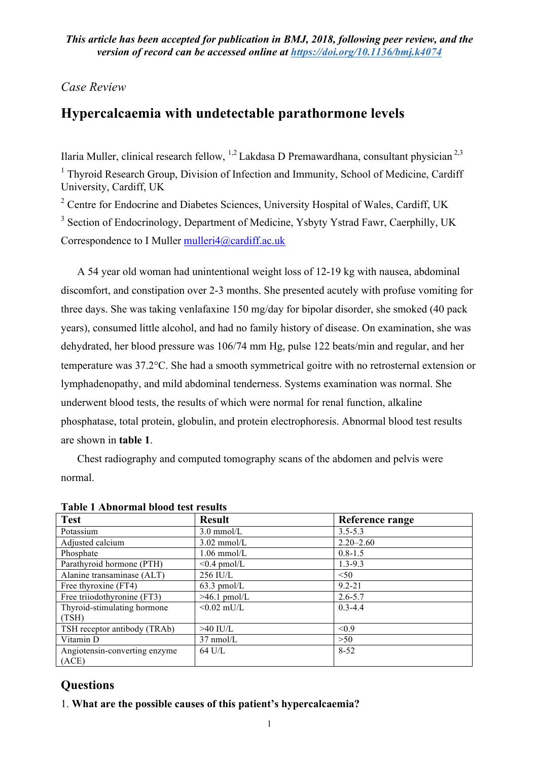*This article has been accepted for publication in BMJ, 2018, following peer review, and the version of record can be accessed online at https://doi.org/10.1136/bmj.k4074*

*Case Review*

# Hypercalcaemia with undetectable parathormone levels

Ilaria Muller, clinical research fellow, [1,2] Lakdasa D Premawardhana, consultant physician [2,3]

[1] Thyroid Research Group, Division of Infection and Immunity, School of Medicine, Cardiff University, Cardiff, UK

[2] Centre for Endocrine and Diabetes Sciences, University Hospital of Wales, Cardiff, UK

[3] Section of Endocrinology, Department of Medicine, Ysbyty Ystrad Fawr, Caerphilly, UK

Correspondence to I Muller mulleri4@cardiff.ac.uk

A 54 year old woman had unintentional weight loss of 12-19 kg with nausea, abdominal discomfort, and constipation over 2-3 months. She presented acutely with profuse vomiting for three days. She was taking venlafaxine 150 mg/day for bipolar disorder, she smoked (40 pack years), consumed little alcohol, and had no family history of disease. On examination, she was dehydrated, her blood pressure was 106/74 mm Hg, pulse 122 beats/min and regular, and her temperature was 37.2°C. She had a smooth symmetrical goitre with no retrosternal extension or lymphadenopathy, and mild abdominal tenderness. Systems examination was normal. She underwent blood tests, the results of which were normal for renal function, alkaline phosphatase, total protein, globulin, and protein electrophoresis. Abnormal blood test results are shown in **table 1**.

Chest radiography and computed tomography scans of the abdomen and pelvis were normal.

**Table 1 Abnormal blood test results**

| Test | Result | Reference range |
|---|---|---|
| Potassium | 3.0 mmol/L | 3.5-5.3 |
| Adjusted calcium | 3.02 mmol/L | 2.20–2.60 |
| Phosphate | 1.06 mmol/L | 0.8-1.5 |
| Parathyroid hormone (PTH) | <0.4 pmol/L | 1.3-9.3 |
| Alanine transaminase (ALT) | 256 IU/L | <50 |
| Free thyroxine (FT4) | 63.3 pmol/L | 9.2-21 |
| Free triiodothyronine (FT3) | >46.1 pmol/L | 2.6-5.7 |
| Thyroid-stimulating hormone (TSH) | <0.02 mU/L | 0.3-4.4 |
| TSH receptor antibody (TRAb) | >40 IU/L | <0.9 |
| Vitamin D | 37 nmol/L | >50 |
| Angiotensin-converting enzyme (ACE) | 64 U/L | 8-52 |

## Questions

1. **What are the possible causes of this patient's hypercalcaemia?**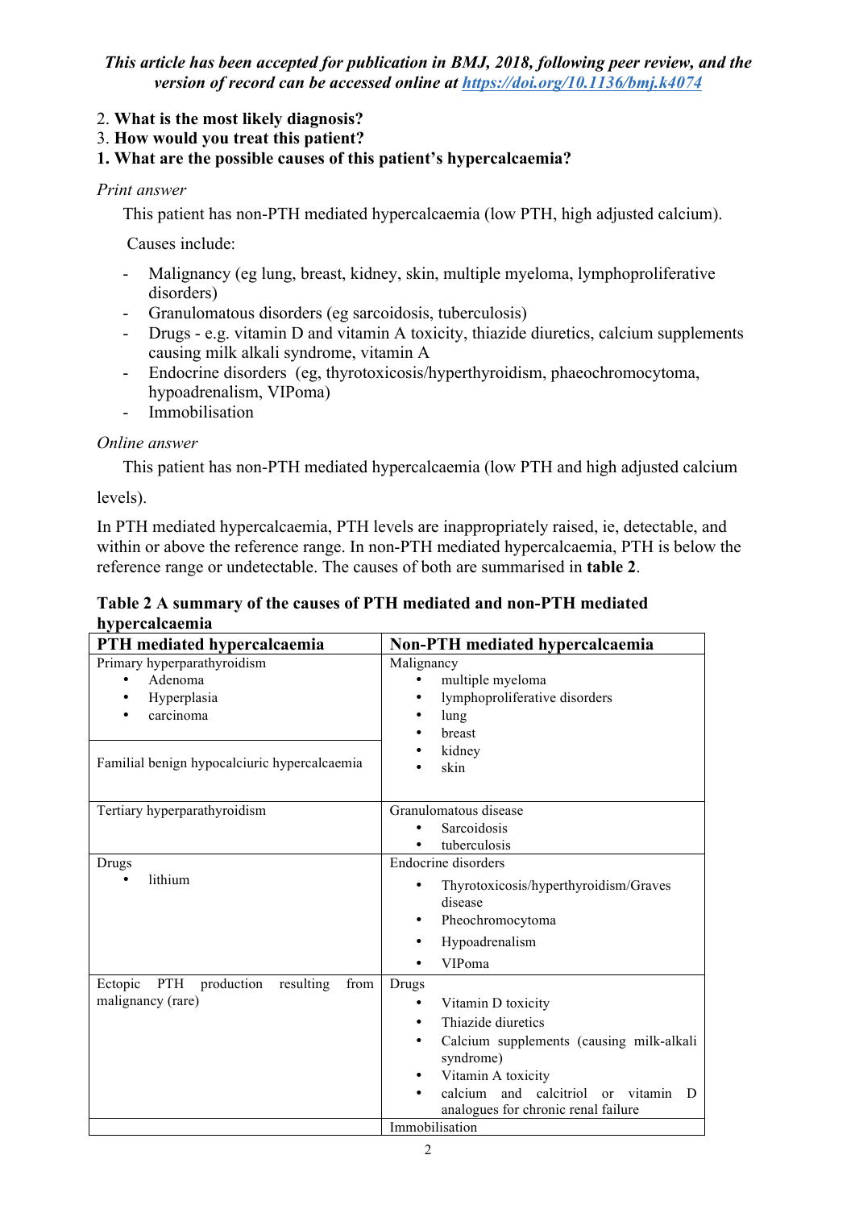*This article has been accepted for publication in BMJ, 2018, following peer review, and the version of record can be accessed online at https://doi.org/10.1136/bmj.k4074*

2. **What is the most likely diagnosis?**
3. **How would you treat this patient?**
1. **What are the possible causes of this patient's hypercalcaemia?**

*Print answer*

This patient has non-PTH mediated hypercalcaemia (low PTH, high adjusted calcium).

Causes include:

- Malignancy (eg lung, breast, kidney, skin, multiple myeloma, lymphoproliferative disorders)
- Granulomatous disorders (eg sarcoidosis, tuberculosis)
- Drugs - e.g. vitamin D and vitamin A toxicity, thiazide diuretics, calcium supplements causing milk alkali syndrome, vitamin A
- Endocrine disorders (eg, thyrotoxicosis/hyperthyroidism, phaeochromocytoma, hypoadrenalism, VIPoma)
- Immobilisation

*Online answer*

This patient has non-PTH mediated hypercalcaemia (low PTH and high adjusted calcium levels).

In PTH mediated hypercalcaemia, PTH levels are inappropriately raised, ie, detectable, and within or above the reference range. In non-PTH mediated hypercalcaemia, PTH is below the reference range or undetectable. The causes of both are summarised in **table 2**.

**Table 2 A summary of the causes of PTH mediated and non-PTH mediated hypercalcaemia**

| PTH mediated hypercalcaemia | Non-PTH mediated hypercalcaemia |
|---|---|
| Primary hyperparathyroidism<br>• Adenoma<br>• Hyperplasia<br>• carcinoma<br><br>Familial benign hypocalciuric hypercalcaemia | Malignancy<br>• multiple myeloma<br>• lymphoproliferative disorders<br>• lung<br>• breast<br>• kidney<br>• skin |
| Tertiary hyperparathyroidism | Granulomatous disease<br>• Sarcoidosis<br>• tuberculosis |
| Drugs<br>• lithium | Endocrine disorders<br>• Thyrotoxicosis/hyperthyroidism/Graves disease<br>• Pheochromocytoma<br>• Hypoadrenalism<br>• VIPoma |
| Ectopic PTH production resulting from malignancy (rare) | Drugs<br>• Vitamin D toxicity<br>• Thiazide diuretics<br>• Calcium supplements (causing milk-alkali syndrome)<br>• Vitamin A toxicity<br>• calcium and calcitriol or vitamin D analogues for chronic renal failure |
| | Immobilisation |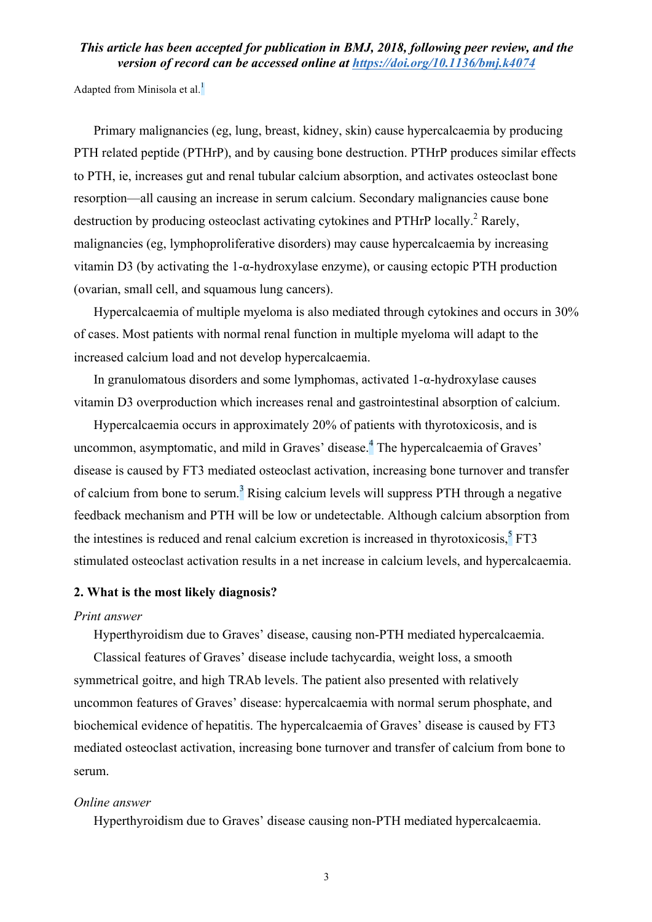Adapted from Minisola et al.[1]

Primary malignancies (eg, lung, breast, kidney, skin) cause hypercalcaemia by producing PTH related peptide (PTHrP), and by causing bone destruction. PTHrP produces similar effects to PTH, ie, increases gut and renal tubular calcium absorption, and activates osteoclast bone resorption—all causing an increase in serum calcium. Secondary malignancies cause bone destruction by producing osteoclast activating cytokines and PTHrP locally.[2] Rarely, malignancies (eg, lymphoproliferative disorders) may cause hypercalcaemia by increasing vitamin D3 (by activating the 1-α-hydroxylase enzyme), or causing ectopic PTH production (ovarian, small cell, and squamous lung cancers).

Hypercalcaemia of multiple myeloma is also mediated through cytokines and occurs in 30% of cases. Most patients with normal renal function in multiple myeloma will adapt to the increased calcium load and not develop hypercalcaemia.

In granulomatous disorders and some lymphomas, activated 1-α-hydroxylase causes vitamin D3 overproduction which increases renal and gastrointestinal absorption of calcium.

Hypercalcaemia occurs in approximately 20% of patients with thyrotoxicosis, and is uncommon, asymptomatic, and mild in Graves' disease.[4] The hypercalcaemia of Graves' disease is caused by FT3 mediated osteoclast activation, increasing bone turnover and transfer of calcium from bone to serum.[3] Rising calcium levels will suppress PTH through a negative feedback mechanism and PTH will be low or undetectable. Although calcium absorption from the intestines is reduced and renal calcium excretion is increased in thyrotoxicosis,[5] FT3 stimulated osteoclast activation results in a net increase in calcium levels, and hypercalcaemia.

### 2. What is the most likely diagnosis?

*Print answer*

Hyperthyroidism due to Graves' disease, causing non-PTH mediated hypercalcaemia.

Classical features of Graves' disease include tachycardia, weight loss, a smooth symmetrical goitre, and high TRAb levels. The patient also presented with relatively uncommon features of Graves' disease: hypercalcaemia with normal serum phosphate, and biochemical evidence of hepatitis. The hypercalcaemia of Graves' disease is caused by FT3 mediated osteoclast activation, increasing bone turnover and transfer of calcium from bone to serum.

*Online answer*

Hyperthyroidism due to Graves' disease causing non-PTH mediated hypercalcaemia.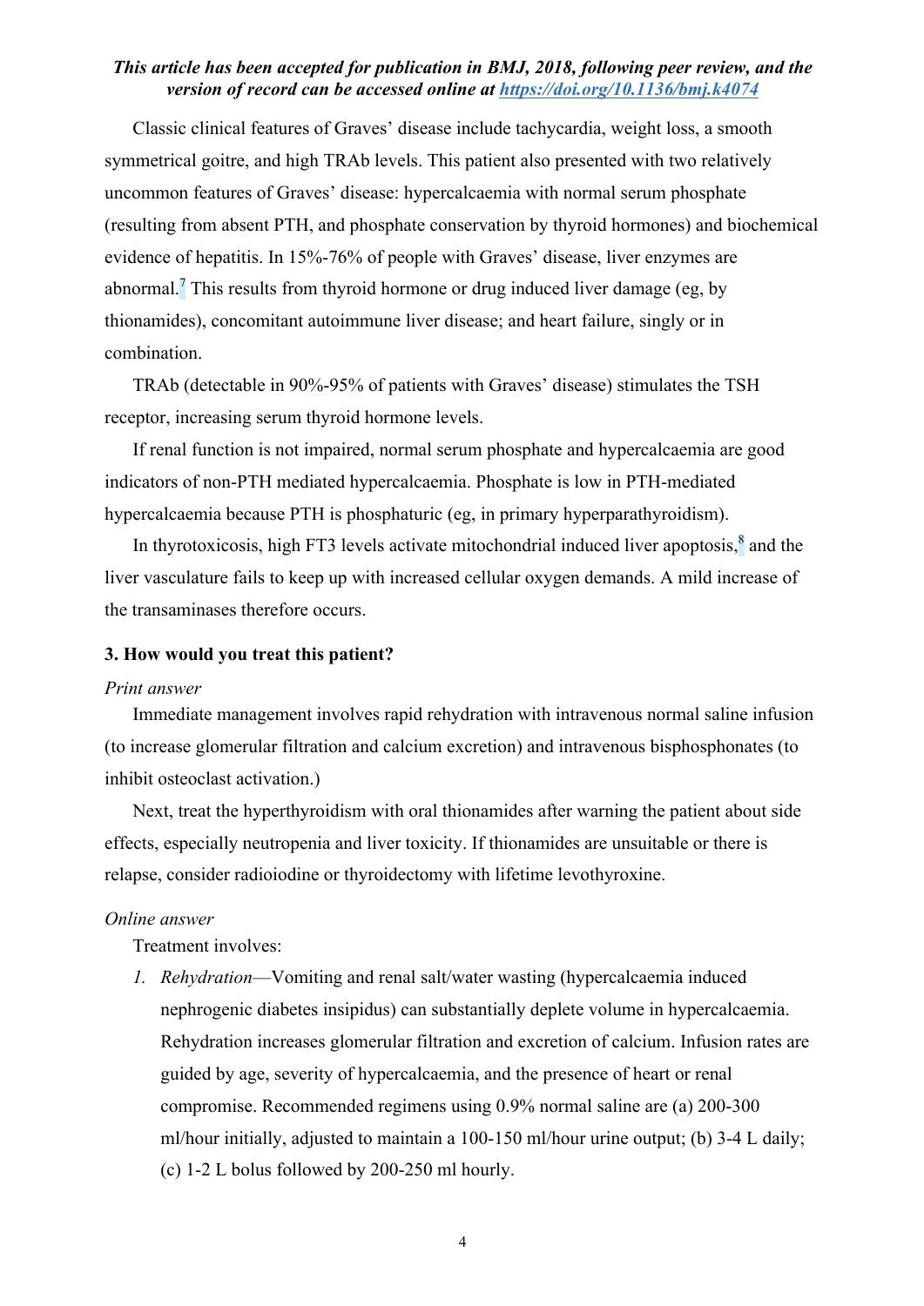Classic clinical features of Graves' disease include tachycardia, weight loss, a smooth symmetrical goitre, and high TRAb levels. This patient also presented with two relatively uncommon features of Graves' disease: hypercalcaemia with normal serum phosphate (resulting from absent PTH, and phosphate conservation by thyroid hormones) and biochemical evidence of hepatitis. In 15%-76% of people with Graves' disease, liver enzymes are abnormal.[7] This results from thyroid hormone or drug induced liver damage (eg, by thionamides), concomitant autoimmune liver disease; and heart failure, singly or in combination.

TRAb (detectable in 90%-95% of patients with Graves' disease) stimulates the TSH receptor, increasing serum thyroid hormone levels.

If renal function is not impaired, normal serum phosphate and hypercalcaemia are good indicators of non-PTH mediated hypercalcaemia. Phosphate is low in PTH-mediated hypercalcaemia because PTH is phosphaturic (eg, in primary hyperparathyroidism).

In thyrotoxicosis, high FT3 levels activate mitochondrial induced liver apoptosis,[8] and the liver vasculature fails to keep up with increased cellular oxygen demands. A mild increase of the transaminases therefore occurs.

### 3. How would you treat this patient?

*Print answer*

Immediate management involves rapid rehydration with intravenous normal saline infusion (to increase glomerular filtration and calcium excretion) and intravenous bisphosphonates (to inhibit osteoclast activation.)

Next, treat the hyperthyroidism with oral thionamides after warning the patient about side effects, especially neutropenia and liver toxicity. If thionamides are unsuitable or there is relapse, consider radioiodine or thyroidectomy with lifetime levothyroxine.

*Online answer*

Treatment involves:

1. *Rehydration*—Vomiting and renal salt/water wasting (hypercalcaemia induced nephrogenic diabetes insipidus) can substantially deplete volume in hypercalcaemia. Rehydration increases glomerular filtration and excretion of calcium. Infusion rates are guided by age, severity of hypercalcaemia, and the presence of heart or renal compromise. Recommended regimens using 0.9% normal saline are (a) 200-300 ml/hour initially, adjusted to maintain a 100-150 ml/hour urine output; (b) 3-4 L daily; (c) 1-2 L bolus followed by 200-250 ml hourly.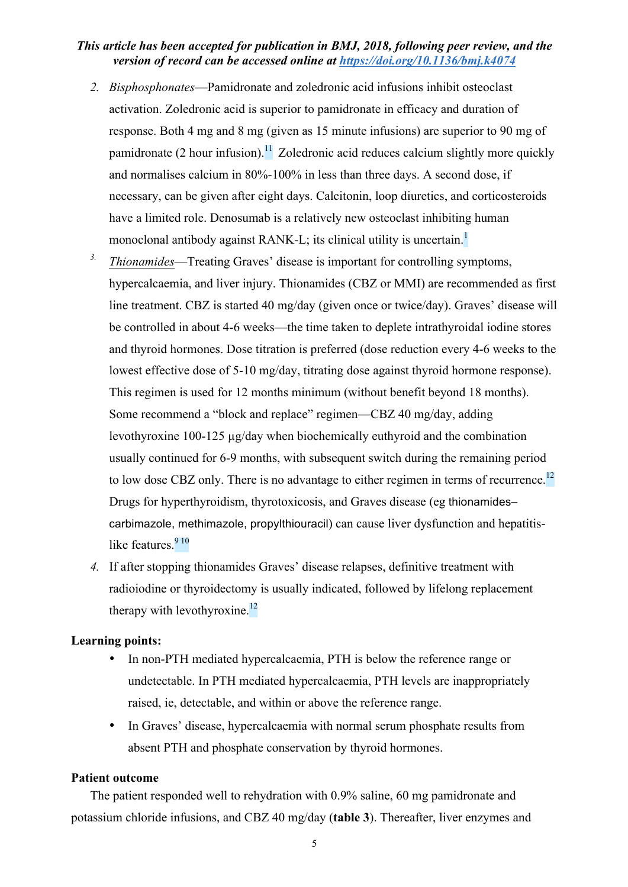2. *Bisphosphonates*—Pamidronate and zoledronic acid infusions inhibit osteoclast activation. Zoledronic acid is superior to pamidronate in efficacy and duration of response. Both 4 mg and 8 mg (given as 15 minute infusions) are superior to 90 mg of pamidronate (2 hour infusion).[11] Zoledronic acid reduces calcium slightly more quickly and normalises calcium in 80%-100% in less than three days. A second dose, if necessary, can be given after eight days. Calcitonin, loop diuretics, and corticosteroids have a limited role. Denosumab is a relatively new osteoclast inhibiting human monoclonal antibody against RANK-L; its clinical utility is uncertain.[1]
3. *Thionamides*—Treating Graves' disease is important for controlling symptoms, hypercalcaemia, and liver injury. Thionamides (CBZ or MMI) are recommended as first line treatment. CBZ is started 40 mg/day (given once or twice/day). Graves' disease will be controlled in about 4-6 weeks—the time taken to deplete intrathyroidal iodine stores and thyroid hormones. Dose titration is preferred (dose reduction every 4-6 weeks to the lowest effective dose of 5-10 mg/day, titrating dose against thyroid hormone response). This regimen is used for 12 months minimum (without benefit beyond 18 months). Some recommend a "block and replace" regimen—CBZ 40 mg/day, adding levothyroxine 100-125 μg/day when biochemically euthyroid and the combination usually continued for 6-9 months, with subsequent switch during the remaining period to low dose CBZ only. There is no advantage to either regimen in terms of recurrence.[12] Drugs for hyperthyroidism, thyrotoxicosis, and Graves disease (eg thionamides–carbimazole, methimazole, propylthiouracil) can cause liver dysfunction and hepatitis-like features.[9 10]
4. If after stopping thionamides Graves' disease relapses, definitive treatment with radioiodine or thyroidectomy is usually indicated, followed by lifelong replacement therapy with levothyroxine.[12]

**Learning points:**

- In non-PTH mediated hypercalcaemia, PTH is below the reference range or undetectable. In PTH mediated hypercalcaemia, PTH levels are inappropriately raised, ie, detectable, and within or above the reference range.
- In Graves' disease, hypercalcaemia with normal serum phosphate results from absent PTH and phosphate conservation by thyroid hormones.

**Patient outcome**

The patient responded well to rehydration with 0.9% saline, 60 mg pamidronate and potassium chloride infusions, and CBZ 40 mg/day (**table 3**). Thereafter, liver enzymes and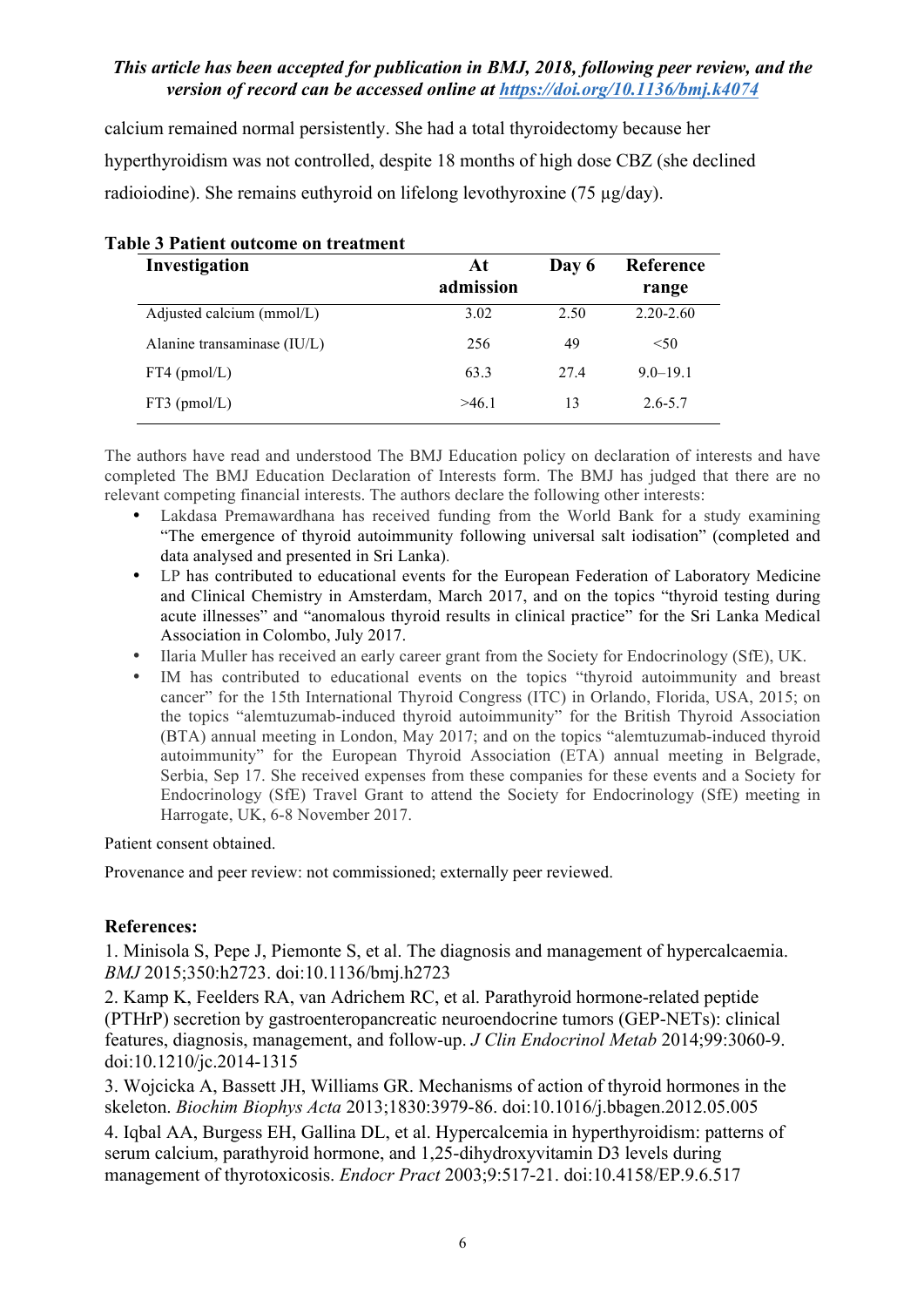calcium remained normal persistently. She had a total thyroidectomy because her hyperthyroidism was not controlled, despite 18 months of high dose CBZ (she declined radioiodine). She remains euthyroid on lifelong levothyroxine (75 μg/day).

**Table 3 Patient outcome on treatment**

| Investigation | At admission | Day 6 | Reference range |
|---|---|---|---|
| Adjusted calcium (mmol/L) | 3.02 | 2.50 | 2.20-2.60 |
| Alanine transaminase (IU/L) | 256 | 49 | <50 |
| FT4 (pmol/L) | 63.3 | 27.4 | 9.0–19.1 |
| FT3 (pmol/L) | >46.1 | 13 | 2.6-5.7 |

The authors have read and understood The BMJ Education policy on declaration of interests and have completed The BMJ Education Declaration of Interests form. The BMJ has judged that there are no relevant competing financial interests. The authors declare the following other interests:

- Lakdasa Premawardhana has received funding from the World Bank for a study examining "The emergence of thyroid autoimmunity following universal salt iodisation" (completed and data analysed and presented in Sri Lanka).
- LP has contributed to educational events for the European Federation of Laboratory Medicine and Clinical Chemistry in Amsterdam, March 2017, and on the topics "thyroid testing during acute illnesses" and "anomalous thyroid results in clinical practice" for the Sri Lanka Medical Association in Colombo, July 2017.
- Ilaria Muller has received an early career grant from the Society for Endocrinology (SfE), UK.
- IM has contributed to educational events on the topics "thyroid autoimmunity and breast cancer" for the 15th International Thyroid Congress (ITC) in Orlando, Florida, USA, 2015; on the topics "alemtuzumab-induced thyroid autoimmunity" for the British Thyroid Association (BTA) annual meeting in London, May 2017; and on the topics "alemtuzumab-induced thyroid autoimmunity" for the European Thyroid Association (ETA) annual meeting in Belgrade, Serbia, Sep 17. She received expenses from these companies for these events and a Society for Endocrinology (SfE) Travel Grant to attend the Society for Endocrinology (SfE) meeting in Harrogate, UK, 6-8 November 2017.

Patient consent obtained.

Provenance and peer review: not commissioned; externally peer reviewed.

**References:**

1. Minisola S, Pepe J, Piemonte S, et al. The diagnosis and management of hypercalcaemia. *BMJ* 2015;350:h2723. doi:10.1136/bmj.h2723
2. Kamp K, Feelders RA, van Adrichem RC, et al. Parathyroid hormone-related peptide (PTHrP) secretion by gastroenteropancreatic neuroendocrine tumors (GEP-NETs): clinical features, diagnosis, management, and follow-up. *J Clin Endocrinol Metab* 2014;99:3060-9. doi:10.1210/jc.2014-1315
3. Wojcicka A, Bassett JH, Williams GR. Mechanisms of action of thyroid hormones in the skeleton. *Biochim Biophys Acta* 2013;1830:3979-86. doi:10.1016/j.bbagen.2012.05.005
4. Iqbal AA, Burgess EH, Gallina DL, et al. Hypercalcemia in hyperthyroidism: patterns of serum calcium, parathyroid hormone, and 1,25-dihydroxyvitamin D3 levels during management of thyrotoxicosis. *Endocr Pract* 2003;9:517-21. doi:10.4158/EP.9.6.517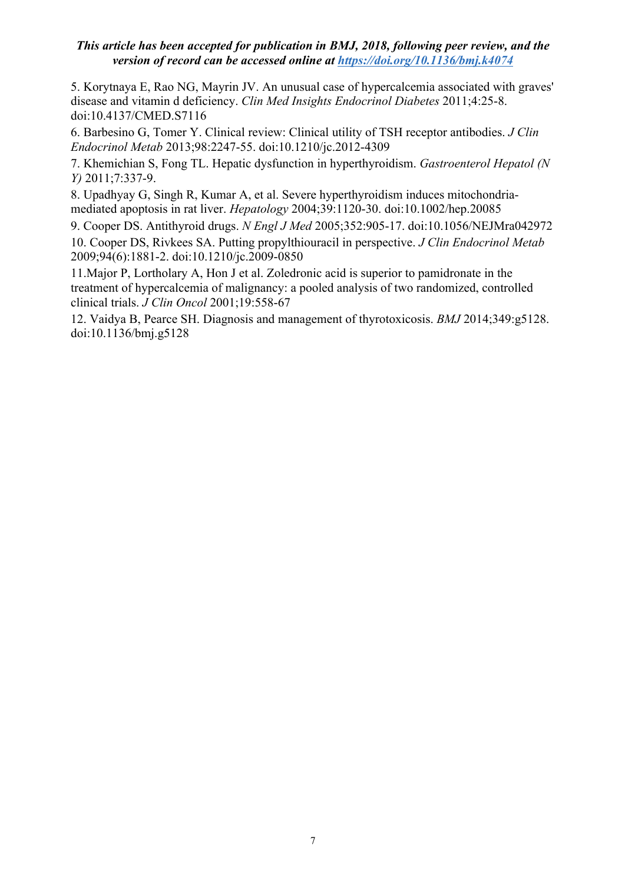5. Korytnaya E, Rao NG, Mayrin JV. An unusual case of hypercalcemia associated with graves' disease and vitamin d deficiency. *Clin Med Insights Endocrinol Diabetes* 2011;4:25-8. doi:10.4137/CMED.S7116

6. Barbesino G, Tomer Y. Clinical review: Clinical utility of TSH receptor antibodies. *J Clin Endocrinol Metab* 2013;98:2247-55. doi:10.1210/jc.2012-4309

7. Khemichian S, Fong TL. Hepatic dysfunction in hyperthyroidism. *Gastroenterol Hepatol (N Y)* 2011;7:337-9.

8. Upadhyay G, Singh R, Kumar A, et al. Severe hyperthyroidism induces mitochondria-mediated apoptosis in rat liver. *Hepatology* 2004;39:1120-30. doi:10.1002/hep.20085

9. Cooper DS. Antithyroid drugs. *N Engl J Med* 2005;352:905-17. doi:10.1056/NEJMra042972

10. Cooper DS, Rivkees SA. Putting propylthiouracil in perspective. *J Clin Endocrinol Metab* 2009;94(6):1881-2. doi:10.1210/jc.2009-0850

11.Major P, Lortholary A, Hon J et al. Zoledronic acid is superior to pamidronate in the treatment of hypercalcemia of malignancy: a pooled analysis of two randomized, controlled clinical trials. *J Clin Oncol* 2001;19:558-67

12. Vaidya B, Pearce SH. Diagnosis and management of thyrotoxicosis. *BMJ* 2014;349:g5128. doi:10.1136/bmj.g5128